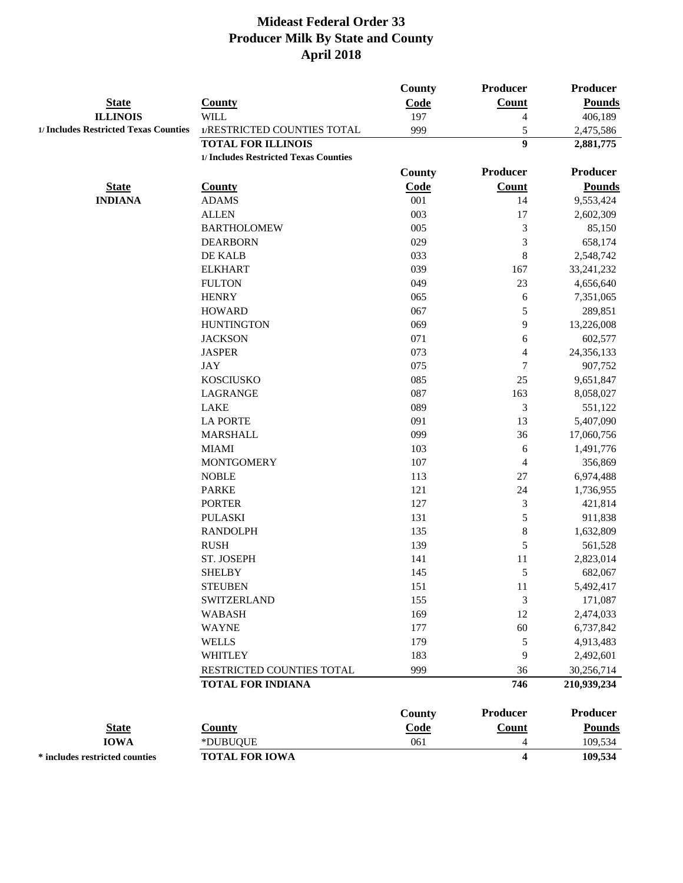# Mideast Federal Order 33
## Producer Milk By State and County
## April 2018

| State | County | County Code | Producer Count | Producer Pounds |
|---|---|---|---|---|
| **ILLINOIS** | WILL | 197 | 4 | 406,189 |
| 1/ Includes Restricted Texas Counties | 1/RESTRICTED COUNTIES TOTAL | 999 | 5 | 2,475,586 |
| | **TOTAL FOR ILLINOIS** | | **9** | **2,881,775** |

1/ Includes Restricted Texas Counties

| State | County | County Code | Producer Count | Producer Pounds |
|---|---|---|---|---|
| **INDIANA** | ADAMS | 001 | 14 | 9,553,424 |
| | ALLEN | 003 | 17 | 2,602,309 |
| | BARTHOLOMEW | 005 | 3 | 85,150 |
| | DEARBORN | 029 | 3 | 658,174 |
| | DE KALB | 033 | 8 | 2,548,742 |
| | ELKHART | 039 | 167 | 33,241,232 |
| | FULTON | 049 | 23 | 4,656,640 |
| | HENRY | 065 | 6 | 7,351,065 |
| | HOWARD | 067 | 5 | 289,851 |
| | HUNTINGTON | 069 | 9 | 13,226,008 |
| | JACKSON | 071 | 6 | 602,577 |
| | JASPER | 073 | 4 | 24,356,133 |
| | JAY | 075 | 7 | 907,752 |
| | KOSCIUSKO | 085 | 25 | 9,651,847 |
| | LAGRANGE | 087 | 163 | 8,058,027 |
| | LAKE | 089 | 3 | 551,122 |
| | LA PORTE | 091 | 13 | 5,407,090 |
| | MARSHALL | 099 | 36 | 17,060,756 |
| | MIAMI | 103 | 6 | 1,491,776 |
| | MONTGOMERY | 107 | 4 | 356,869 |
| | NOBLE | 113 | 27 | 6,974,488 |
| | PARKE | 121 | 24 | 1,736,955 |
| | PORTER | 127 | 3 | 421,814 |
| | PULASKI | 131 | 5 | 911,838 |
| | RANDOLPH | 135 | 8 | 1,632,809 |
| | RUSH | 139 | 5 | 561,528 |
| | ST. JOSEPH | 141 | 11 | 2,823,014 |
| | SHELBY | 145 | 5 | 682,067 |
| | STEUBEN | 151 | 11 | 5,492,417 |
| | SWITZERLAND | 155 | 3 | 171,087 |
| | WABASH | 169 | 12 | 2,474,033 |
| | WAYNE | 177 | 60 | 6,737,842 |
| | WELLS | 179 | 5 | 4,913,483 |
| | WHITLEY | 183 | 9 | 2,492,601 |
| | RESTRICTED COUNTIES TOTAL | 999 | 36 | 30,256,714 |
| | **TOTAL FOR INDIANA** | | **746** | **210,939,234** |

| State | County | County Code | Producer Count | Producer Pounds |
|---|---|---|---|---|
| **IOWA** | *DUBUQUE | 061 | 4 | 109,534 |
| * includes restricted counties | **TOTAL FOR IOWA** | | **4** | **109,534** |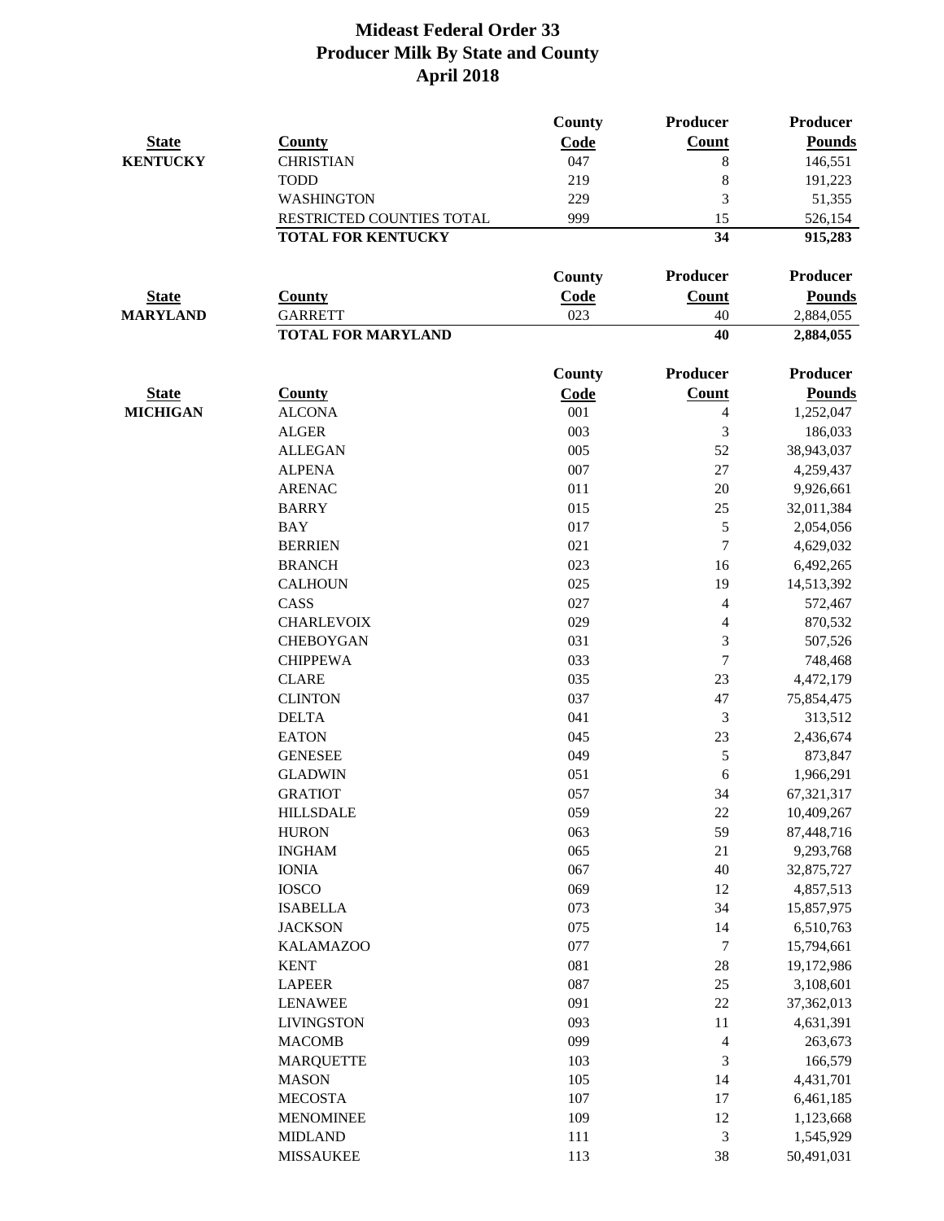# Mideast Federal Order 33
## Producer Milk By State and County
## April 2018

| State | County | County Code | Producer Count | Producer Pounds |
|---|---|---|---|---|
| KENTUCKY | CHRISTIAN | 047 | 8 | 146,551 |
| | TODD | 219 | 8 | 191,223 |
| | WASHINGTON | 229 | 3 | 51,355 |
| | RESTRICTED COUNTIES TOTAL | 999 | 15 | 526,154 |
| | **TOTAL FOR KENTUCKY** | | **34** | **915,283** |

| State | County | County Code | Producer Count | Producer Pounds |
|---|---|---|---|---|
| MARYLAND | GARRETT | 023 | 40 | 2,884,055 |
| | **TOTAL FOR MARYLAND** | | **40** | **2,884,055** |

| State | County | County Code | Producer Count | Producer Pounds |
|---|---|---|---|---|
| MICHIGAN | ALCONA | 001 | 4 | 1,252,047 |
| | ALGER | 003 | 3 | 186,033 |
| | ALLEGAN | 005 | 52 | 38,943,037 |
| | ALPENA | 007 | 27 | 4,259,437 |
| | ARENAC | 011 | 20 | 9,926,661 |
| | BARRY | 015 | 25 | 32,011,384 |
| | BAY | 017 | 5 | 2,054,056 |
| | BERRIEN | 021 | 7 | 4,629,032 |
| | BRANCH | 023 | 16 | 6,492,265 |
| | CALHOUN | 025 | 19 | 14,513,392 |
| | CASS | 027 | 4 | 572,467 |
| | CHARLEVOIX | 029 | 4 | 870,532 |
| | CHEBOYGAN | 031 | 3 | 507,526 |
| | CHIPPEWA | 033 | 7 | 748,468 |
| | CLARE | 035 | 23 | 4,472,179 |
| | CLINTON | 037 | 47 | 75,854,475 |
| | DELTA | 041 | 3 | 313,512 |
| | EATON | 045 | 23 | 2,436,674 |
| | GENESEE | 049 | 5 | 873,847 |
| | GLADWIN | 051 | 6 | 1,966,291 |
| | GRATIOT | 057 | 34 | 67,321,317 |
| | HILLSDALE | 059 | 22 | 10,409,267 |
| | HURON | 063 | 59 | 87,448,716 |
| | INGHAM | 065 | 21 | 9,293,768 |
| | IONIA | 067 | 40 | 32,875,727 |
| | IOSCO | 069 | 12 | 4,857,513 |
| | ISABELLA | 073 | 34 | 15,857,975 |
| | JACKSON | 075 | 14 | 6,510,763 |
| | KALAMAZOO | 077 | 7 | 15,794,661 |
| | KENT | 081 | 28 | 19,172,986 |
| | LAPEER | 087 | 25 | 3,108,601 |
| | LENAWEE | 091 | 22 | 37,362,013 |
| | LIVINGSTON | 093 | 11 | 4,631,391 |
| | MACOMB | 099 | 4 | 263,673 |
| | MARQUETTE | 103 | 3 | 166,579 |
| | MASON | 105 | 14 | 4,431,701 |
| | MECOSTA | 107 | 17 | 6,461,185 |
| | MENOMINEE | 109 | 12 | 1,123,668 |
| | MIDLAND | 111 | 3 | 1,545,929 |
| | MISSAUKEE | 113 | 38 | 50,491,031 |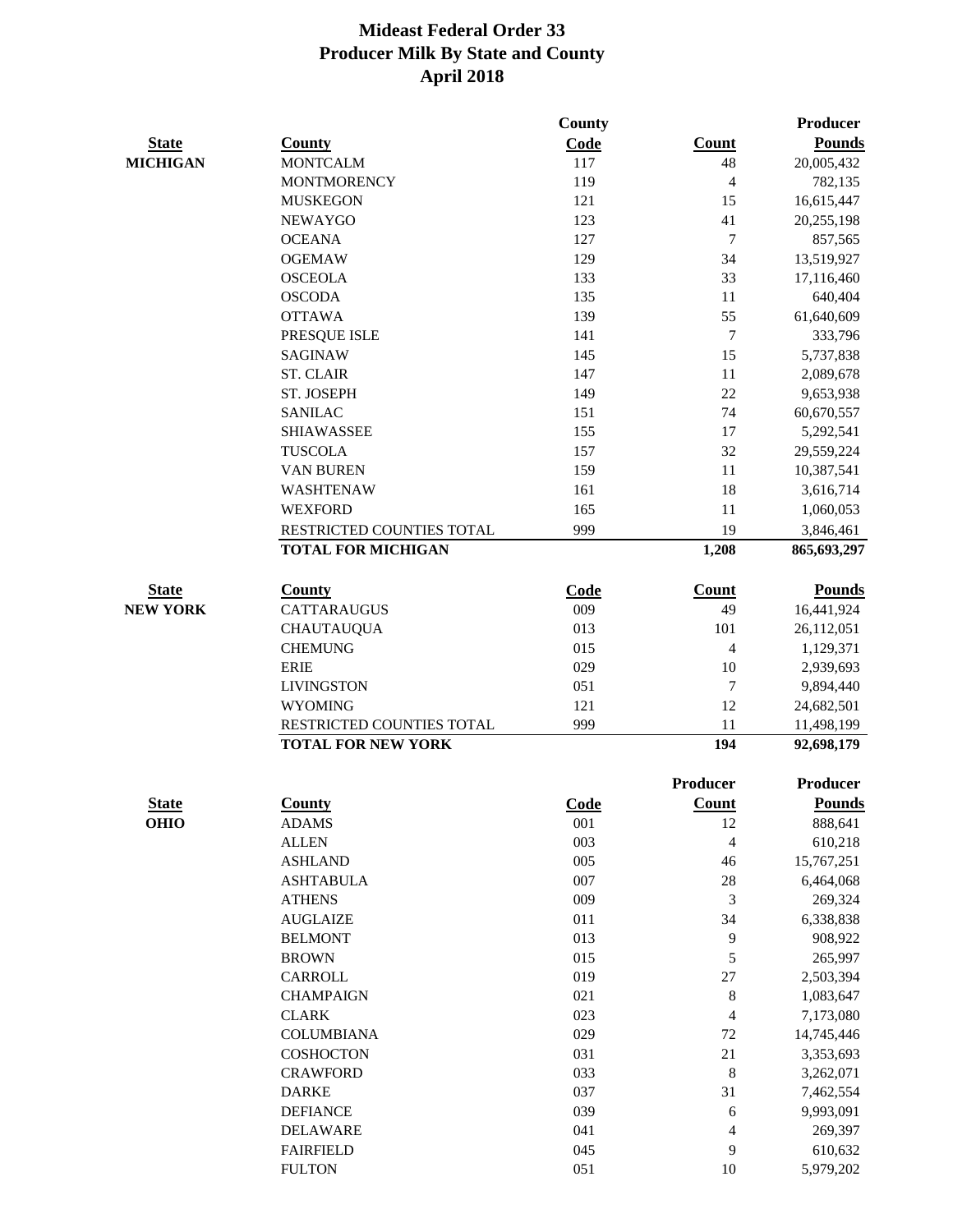# Mideast Federal Order 33
## Producer Milk By State and County
## April 2018

| State | County | County Code | Count | Producer Pounds |
|---|---|---|---|---|
| MICHIGAN | MONTCALM | 117 | 48 | 20,005,432 |
| | MONTMORENCY | 119 | 4 | 782,135 |
| | MUSKEGON | 121 | 15 | 16,615,447 |
| | NEWAYGO | 123 | 41 | 20,255,198 |
| | OCEANA | 127 | 7 | 857,565 |
| | OGEMAW | 129 | 34 | 13,519,927 |
| | OSCEOLA | 133 | 33 | 17,116,460 |
| | OSCODA | 135 | 11 | 640,404 |
| | OTTAWA | 139 | 55 | 61,640,609 |
| | PRESQUE ISLE | 141 | 7 | 333,796 |
| | SAGINAW | 145 | 15 | 5,737,838 |
| | ST. CLAIR | 147 | 11 | 2,089,678 |
| | ST. JOSEPH | 149 | 22 | 9,653,938 |
| | SANILAC | 151 | 74 | 60,670,557 |
| | SHIAWASSEE | 155 | 17 | 5,292,541 |
| | TUSCOLA | 157 | 32 | 29,559,224 |
| | VAN BUREN | 159 | 11 | 10,387,541 |
| | WASHTENAW | 161 | 18 | 3,616,714 |
| | WEXFORD | 165 | 11 | 1,060,053 |
| | RESTRICTED COUNTIES TOTAL | 999 | 19 | 3,846,461 |
| | **TOTAL FOR MICHIGAN** | | **1,208** | **865,693,297** |

| State | County | Code | Count | Pounds |
|---|---|---|---|---|
| NEW YORK | CATTARAUGUS | 009 | 49 | 16,441,924 |
| | CHAUTAUQUA | 013 | 101 | 26,112,051 |
| | CHEMUNG | 015 | 4 | 1,129,371 |
| | ERIE | 029 | 10 | 2,939,693 |
| | LIVINGSTON | 051 | 7 | 9,894,440 |
| | WYOMING | 121 | 12 | 24,682,501 |
| | RESTRICTED COUNTIES TOTAL | 999 | 11 | 11,498,199 |
| | **TOTAL FOR NEW YORK** | | **194** | **92,698,179** |

| State | County | Code | Producer Count | Producer Pounds |
|---|---|---|---|---|
| OHIO | ADAMS | 001 | 12 | 888,641 |
| | ALLEN | 003 | 4 | 610,218 |
| | ASHLAND | 005 | 46 | 15,767,251 |
| | ASHTABULA | 007 | 28 | 6,464,068 |
| | ATHENS | 009 | 3 | 269,324 |
| | AUGLAIZE | 011 | 34 | 6,338,838 |
| | BELMONT | 013 | 9 | 908,922 |
| | BROWN | 015 | 5 | 265,997 |
| | CARROLL | 019 | 27 | 2,503,394 |
| | CHAMPAIGN | 021 | 8 | 1,083,647 |
| | CLARK | 023 | 4 | 7,173,080 |
| | COLUMBIANA | 029 | 72 | 14,745,446 |
| | COSHOCTON | 031 | 21 | 3,353,693 |
| | CRAWFORD | 033 | 8 | 3,262,071 |
| | DARKE | 037 | 31 | 7,462,554 |
| | DEFIANCE | 039 | 6 | 9,993,091 |
| | DELAWARE | 041 | 4 | 269,397 |
| | FAIRFIELD | 045 | 9 | 610,632 |
| | FULTON | 051 | 10 | 5,979,202 |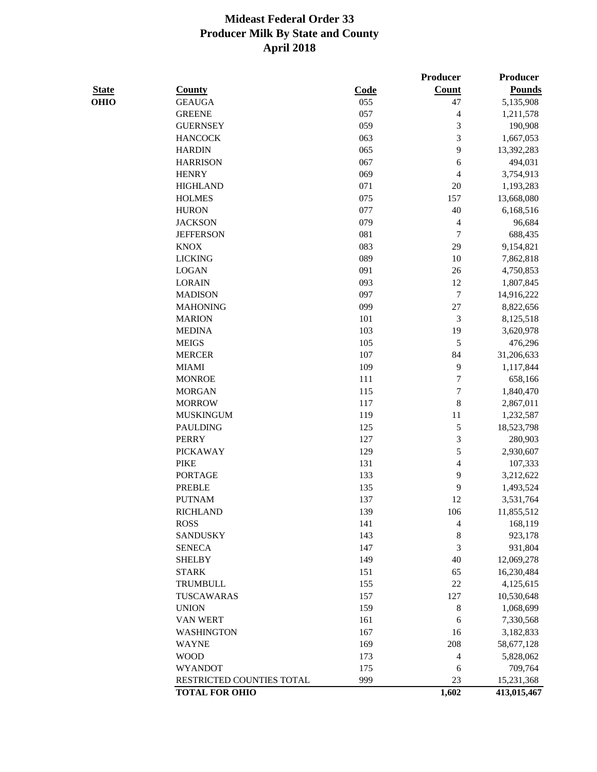# Mideast Federal Order 33
## Producer Milk By State and County
## April 2018

| State | County | Code | Producer Count | Producer Pounds |
|---|---|---|---|---|
| OHIO | GEAUGA | 055 | 47 | 5,135,908 |
| | GREENE | 057 | 4 | 1,211,578 |
| | GUERNSEY | 059 | 3 | 190,908 |
| | HANCOCK | 063 | 3 | 1,667,053 |
| | HARDIN | 065 | 9 | 13,392,283 |
| | HARRISON | 067 | 6 | 494,031 |
| | HENRY | 069 | 4 | 3,754,913 |
| | HIGHLAND | 071 | 20 | 1,193,283 |
| | HOLMES | 075 | 157 | 13,668,080 |
| | HURON | 077 | 40 | 6,168,516 |
| | JACKSON | 079 | 4 | 96,684 |
| | JEFFERSON | 081 | 7 | 688,435 |
| | KNOX | 083 | 29 | 9,154,821 |
| | LICKING | 089 | 10 | 7,862,818 |
| | LOGAN | 091 | 26 | 4,750,853 |
| | LORAIN | 093 | 12 | 1,807,845 |
| | MADISON | 097 | 7 | 14,916,222 |
| | MAHONING | 099 | 27 | 8,822,656 |
| | MARION | 101 | 3 | 8,125,518 |
| | MEDINA | 103 | 19 | 3,620,978 |
| | MEIGS | 105 | 5 | 476,296 |
| | MERCER | 107 | 84 | 31,206,633 |
| | MIAMI | 109 | 9 | 1,117,844 |
| | MONROE | 111 | 7 | 658,166 |
| | MORGAN | 115 | 7 | 1,840,470 |
| | MORROW | 117 | 8 | 2,867,011 |
| | MUSKINGUM | 119 | 11 | 1,232,587 |
| | PAULDING | 125 | 5 | 18,523,798 |
| | PERRY | 127 | 3 | 280,903 |
| | PICKAWAY | 129 | 5 | 2,930,607 |
| | PIKE | 131 | 4 | 107,333 |
| | PORTAGE | 133 | 9 | 3,212,622 |
| | PREBLE | 135 | 9 | 1,493,524 |
| | PUTNAM | 137 | 12 | 3,531,764 |
| | RICHLAND | 139 | 106 | 11,855,512 |
| | ROSS | 141 | 4 | 168,119 |
| | SANDUSKY | 143 | 8 | 923,178 |
| | SENECA | 147 | 3 | 931,804 |
| | SHELBY | 149 | 40 | 12,069,278 |
| | STARK | 151 | 65 | 16,230,484 |
| | TRUMBULL | 155 | 22 | 4,125,615 |
| | TUSCAWARAS | 157 | 127 | 10,530,648 |
| | UNION | 159 | 8 | 1,068,699 |
| | VAN WERT | 161 | 6 | 7,330,568 |
| | WASHINGTON | 167 | 16 | 3,182,833 |
| | WAYNE | 169 | 208 | 58,677,128 |
| | WOOD | 173 | 4 | 5,828,062 |
| | WYANDOT | 175 | 6 | 709,764 |
| | RESTRICTED COUNTIES TOTAL | 999 | 23 | 15,231,368 |
| | **TOTAL FOR OHIO** | | **1,602** | **413,015,467** |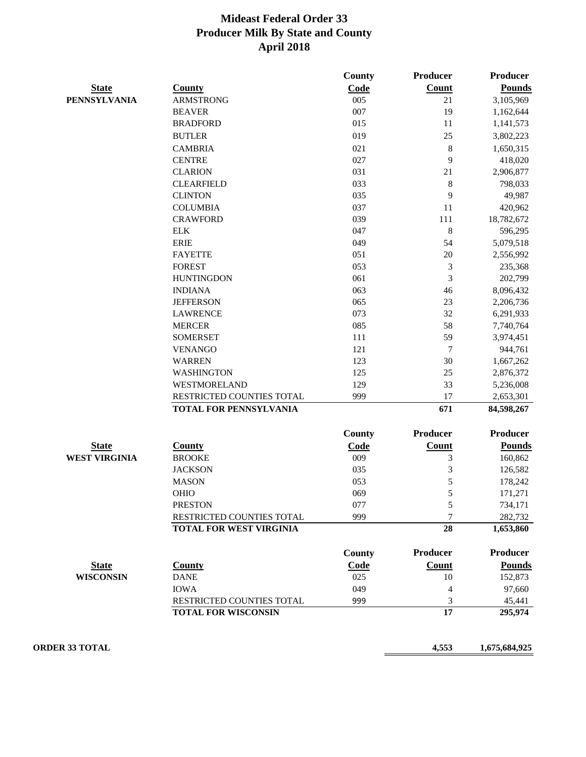# Mideast Federal Order 33
## Producer Milk By State and County
## April 2018

| State | County | County Code | Producer Count | Producer Pounds |
|---|---|---|---|---|
| PENNSYLVANIA | ARMSTRONG | 005 | 21 | 3,105,969 |
| | BEAVER | 007 | 19 | 1,162,644 |
| | BRADFORD | 015 | 11 | 1,141,573 |
| | BUTLER | 019 | 25 | 3,802,223 |
| | CAMBRIA | 021 | 8 | 1,650,315 |
| | CENTRE | 027 | 9 | 418,020 |
| | CLARION | 031 | 21 | 2,906,877 |
| | CLEARFIELD | 033 | 8 | 798,033 |
| | CLINTON | 035 | 9 | 49,987 |
| | COLUMBIA | 037 | 11 | 420,962 |
| | CRAWFORD | 039 | 111 | 18,782,672 |
| | ELK | 047 | 8 | 596,295 |
| | ERIE | 049 | 54 | 5,079,518 |
| | FAYETTE | 051 | 20 | 2,556,992 |
| | FOREST | 053 | 3 | 235,368 |
| | HUNTINGDON | 061 | 3 | 202,799 |
| | INDIANA | 063 | 46 | 8,096,432 |
| | JEFFERSON | 065 | 23 | 2,206,736 |
| | LAWRENCE | 073 | 32 | 6,291,933 |
| | MERCER | 085 | 58 | 7,740,764 |
| | SOMERSET | 111 | 59 | 3,974,451 |
| | VENANGO | 121 | 7 | 944,761 |
| | WARREN | 123 | 30 | 1,667,262 |
| | WASHINGTON | 125 | 25 | 2,876,372 |
| | WESTMORELAND | 129 | 33 | 5,236,008 |
| | RESTRICTED COUNTIES TOTAL | 999 | 17 | 2,653,301 |
| | **TOTAL FOR PENNSYLVANIA** | | **671** | **84,598,267** |

| State | County | County Code | Producer Count | Producer Pounds |
|---|---|---|---|---|
| WEST VIRGINIA | BROOKE | 009 | 3 | 160,862 |
| | JACKSON | 035 | 3 | 126,582 |
| | MASON | 053 | 5 | 178,242 |
| | OHIO | 069 | 5 | 171,271 |
| | PRESTON | 077 | 5 | 734,171 |
| | RESTRICTED COUNTIES TOTAL | 999 | 7 | 282,732 |
| | **TOTAL FOR WEST VIRGINIA** | | **28** | **1,653,860** |

| State | County | County Code | Producer Count | Producer Pounds |
|---|---|---|---|---|
| WISCONSIN | DANE | 025 | 10 | 152,873 |
| | IOWA | 049 | 4 | 97,660 |
| | RESTRICTED COUNTIES TOTAL | 999 | 3 | 45,441 |
| | **TOTAL FOR WISCONSIN** | | **17** | **295,974** |

| | | | | |
|---|---|---|---|---|
| **ORDER 33 TOTAL** | | | **4,553** | **1,675,684,925** |